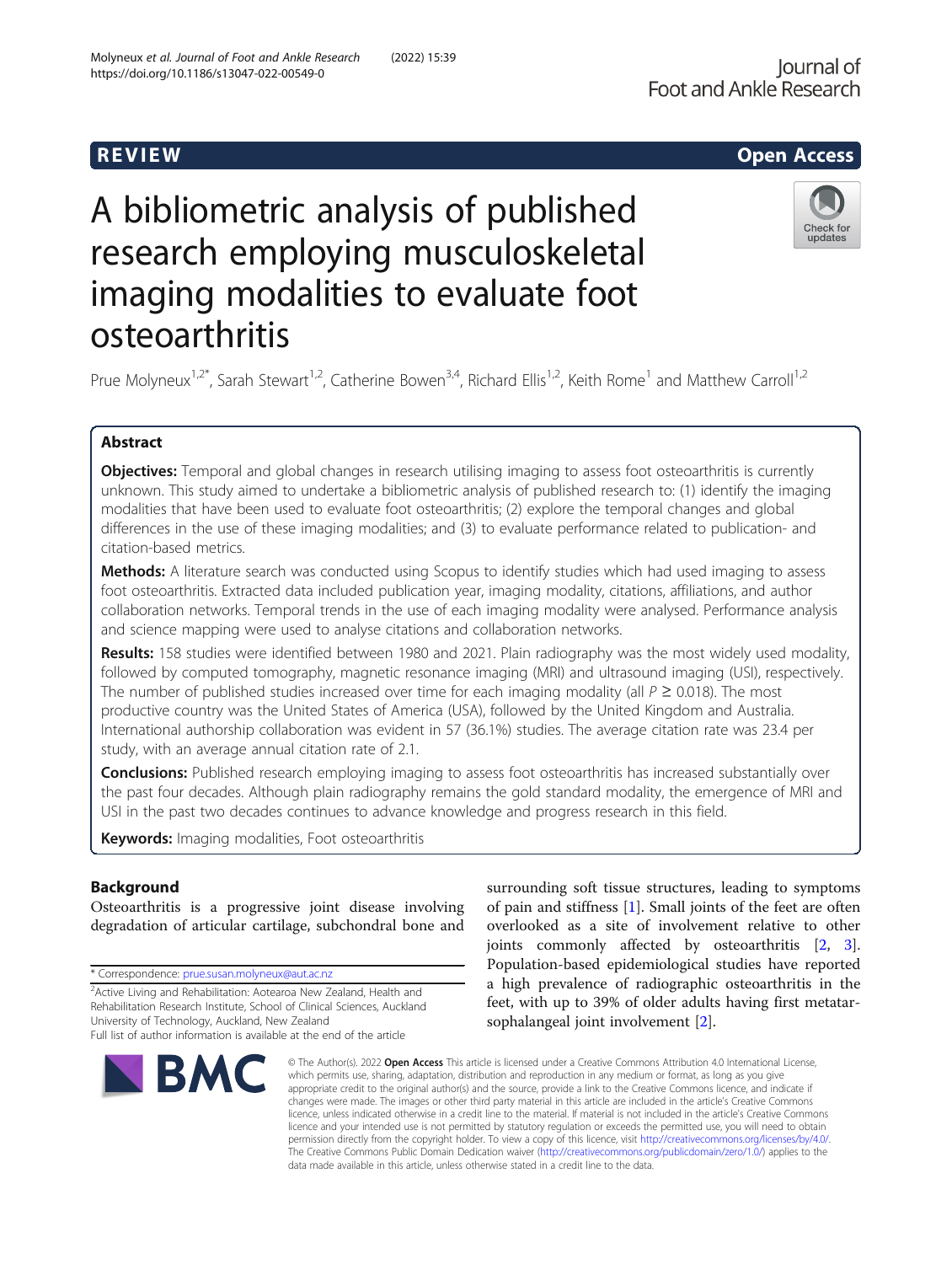REVIEW

Open Access

# A bibliometric analysis of published research employing musculoskeletal imaging modalities to evaluate foot osteoarthritis

Prue Molyneux[1,2*], Sarah Stewart[1,2], Catherine Bowen[3,4], Richard Ellis[1,2], Keith Rome[1] and Matthew Carroll[1,2]

## Abstract

**Objectives:** Temporal and global changes in research utilising imaging to assess foot osteoarthritis is currently unknown. This study aimed to undertake a bibliometric analysis of published research to: (1) identify the imaging modalities that have been used to evaluate foot osteoarthritis; (2) explore the temporal changes and global differences in the use of these imaging modalities; and (3) to evaluate performance related to publication- and citation-based metrics.

**Methods:** A literature search was conducted using Scopus to identify studies which had used imaging to assess foot osteoarthritis. Extracted data included publication year, imaging modality, citations, affiliations, and author collaboration networks. Temporal trends in the use of each imaging modality were analysed. Performance analysis and science mapping were used to analyse citations and collaboration networks.

**Results:** 158 studies were identified between 1980 and 2021. Plain radiography was the most widely used modality, followed by computed tomography, magnetic resonance imaging (MRI) and ultrasound imaging (USI), respectively. The number of published studies increased over time for each imaging modality (all $P \geq 0.018$). The most productive country was the United States of America (USA), followed by the United Kingdom and Australia. International authorship collaboration was evident in 57 (36.1%) studies. The average citation rate was 23.4 per study, with an average annual citation rate of 2.1.

**Conclusions:** Published research employing imaging to assess foot osteoarthritis has increased substantially over the past four decades. Although plain radiography remains the gold standard modality, the emergence of MRI and USI in the past two decades continues to advance knowledge and progress research in this field.

**Keywords:** Imaging modalities, Foot osteoarthritis

## Background

Osteoarthritis is a progressive joint disease involving degradation of articular cartilage, subchondral bone and surrounding soft tissue structures, leading to symptoms of pain and stiffness [1]. Small joints of the feet are often overlooked as a site of involvement relative to other joints commonly affected by osteoarthritis [2, 3]. Population-based epidemiological studies have reported a high prevalence of radiographic osteoarthritis in the feet, with up to 39% of older adults having first metatarsophalangeal joint involvement [2].

* Correspondence: prue.susan.molyneux@aut.ac.nz

[2]Active Living and Rehabilitation: Aotearoa New Zealand, Health and Rehabilitation Research Institute, School of Clinical Sciences, Auckland University of Technology, Auckland, New Zealand

Full list of author information is available at the end of the article

© The Author(s). 2022 **Open Access** This article is licensed under a Creative Commons Attribution 4.0 International License, which permits use, sharing, adaptation, distribution and reproduction in any medium or format, as long as you give appropriate credit to the original author(s) and the source, provide a link to the Creative Commons licence, and indicate if changes were made. The images or other third party material in this article are included in the article's Creative Commons licence, unless indicated otherwise in a credit line to the material. If material is not included in the article's Creative Commons licence and your intended use is not permitted by statutory regulation or exceeds the permitted use, you will need to obtain permission directly from the copyright holder. To view a copy of this licence, visit http://creativecommons.org/licenses/by/4.0/. The Creative Commons Public Domain Dedication waiver (http://creativecommons.org/publicdomain/zero/1.0/) applies to the data made available in this article, unless otherwise stated in a credit line to the data.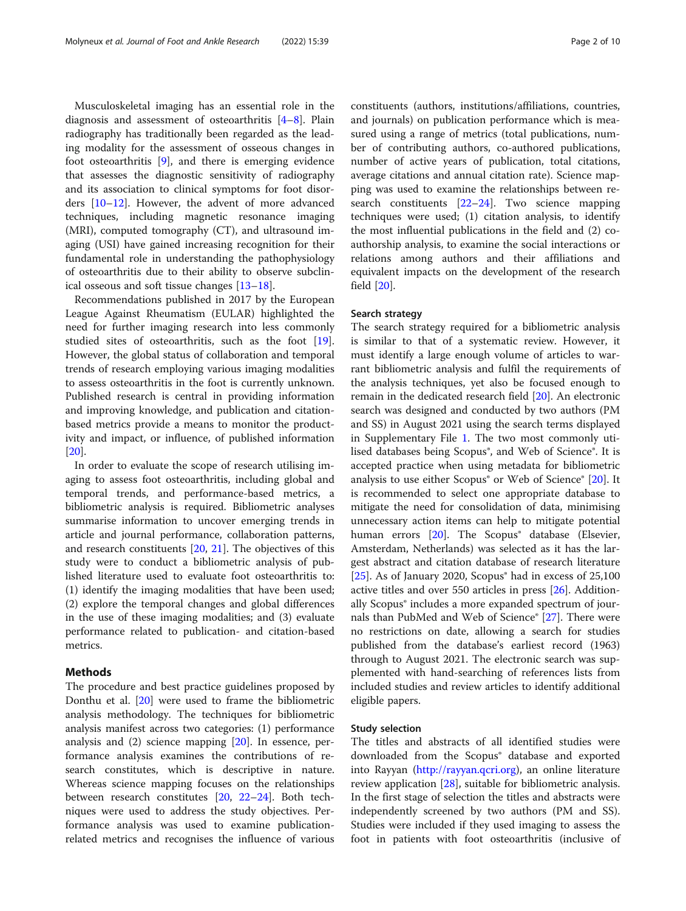Musculoskeletal imaging has an essential role in the diagnosis and assessment of osteoarthritis [4–8]. Plain radiography has traditionally been regarded as the leading modality for the assessment of osseous changes in foot osteoarthritis [9], and there is emerging evidence that assesses the diagnostic sensitivity of radiography and its association to clinical symptoms for foot disorders [10–12]. However, the advent of more advanced techniques, including magnetic resonance imaging (MRI), computed tomography (CT), and ultrasound imaging (USI) have gained increasing recognition for their fundamental role in understanding the pathophysiology of osteoarthritis due to their ability to observe subclinical osseous and soft tissue changes [13–18].

Recommendations published in 2017 by the European League Against Rheumatism (EULAR) highlighted the need for further imaging research into less commonly studied sites of osteoarthritis, such as the foot [19]. However, the global status of collaboration and temporal trends of research employing various imaging modalities to assess osteoarthritis in the foot is currently unknown. Published research is central in providing information and improving knowledge, and publication and citation-based metrics provide a means to monitor the productivity and impact, or influence, of published information [20].

In order to evaluate the scope of research utilising imaging to assess foot osteoarthritis, including global and temporal trends, and performance-based metrics, a bibliometric analysis is required. Bibliometric analyses summarise information to uncover emerging trends in article and journal performance, collaboration patterns, and research constituents [20, 21]. The objectives of this study were to conduct a bibliometric analysis of published literature used to evaluate foot osteoarthritis to: (1) identify the imaging modalities that have been used; (2) explore the temporal changes and global differences in the use of these imaging modalities; and (3) evaluate performance related to publication- and citation-based metrics.

## Methods

The procedure and best practice guidelines proposed by Donthu et al. [20] were used to frame the bibliometric analysis methodology. The techniques for bibliometric analysis manifest across two categories: (1) performance analysis and (2) science mapping [20]. In essence, performance analysis examines the contributions of research constitutes, which is descriptive in nature. Whereas science mapping focuses on the relationships between research constitutes [20, 22–24]. Both techniques were used to address the study objectives. Performance analysis was used to examine publication-related metrics and recognises the influence of various constituents (authors, institutions/affiliations, countries, and journals) on publication performance which is measured using a range of metrics (total publications, number of contributing authors, co-authored publications, number of active years of publication, total citations, average citations and annual citation rate). Science mapping was used to examine the relationships between research constituents [22–24]. Two science mapping techniques were used; (1) citation analysis, to identify the most influential publications in the field and (2) co-authorship analysis, to examine the social interactions or relations among authors and their affiliations and equivalent impacts on the development of the research field [20].

### Search strategy

The search strategy required for a bibliometric analysis is similar to that of a systematic review. However, it must identify a large enough volume of articles to warrant bibliometric analysis and fulfil the requirements of the analysis techniques, yet also be focused enough to remain in the dedicated research field [20]. An electronic search was designed and conducted by two authors (PM and SS) in August 2021 using the search terms displayed in Supplementary File 1. The two most commonly utilised databases being Scopus®, and Web of Science®. It is accepted practice when using metadata for bibliometric analysis to use either Scopus® or Web of Science® [20]. It is recommended to select one appropriate database to mitigate the need for consolidation of data, minimising unnecessary action items can help to mitigate potential human errors [20]. The Scopus® database (Elsevier, Amsterdam, Netherlands) was selected as it has the largest abstract and citation database of research literature [25]. As of January 2020, Scopus® had in excess of 25,100 active titles and over 550 articles in press [26]. Additionally Scopus® includes a more expanded spectrum of journals than PubMed and Web of Science® [27]. There were no restrictions on date, allowing a search for studies published from the database's earliest record (1963) through to August 2021. The electronic search was supplemented with hand-searching of references lists from included studies and review articles to identify additional eligible papers.

### Study selection

The titles and abstracts of all identified studies were downloaded from the Scopus® database and exported into Rayyan (http://rayyan.qcri.org), an online literature review application [28], suitable for bibliometric analysis. In the first stage of selection the titles and abstracts were independently screened by two authors (PM and SS). Studies were included if they used imaging to assess the foot in patients with foot osteoarthritis (inclusive of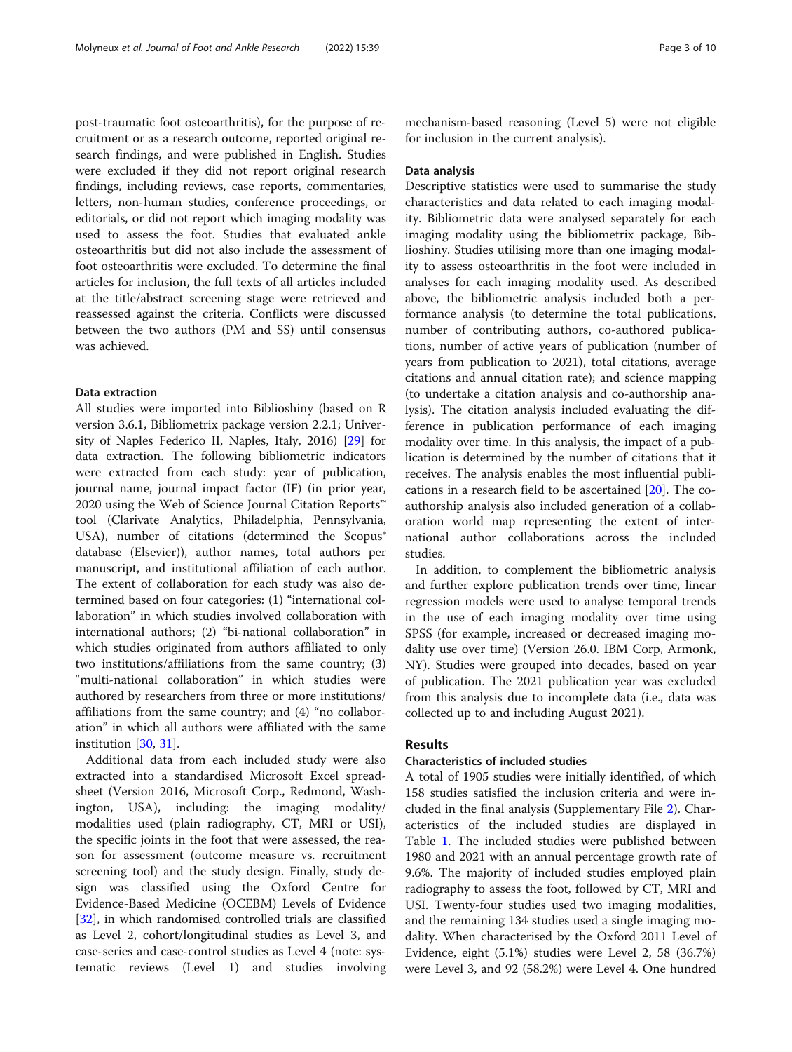post-traumatic foot osteoarthritis), for the purpose of recruitment or as a research outcome, reported original research findings, and were published in English. Studies were excluded if they did not report original research findings, including reviews, case reports, commentaries, letters, non-human studies, conference proceedings, or editorials, or did not report which imaging modality was used to assess the foot. Studies that evaluated ankle osteoarthritis but did not also include the assessment of foot osteoarthritis were excluded. To determine the final articles for inclusion, the full texts of all articles included at the title/abstract screening stage were retrieved and reassessed against the criteria. Conflicts were discussed between the two authors (PM and SS) until consensus was achieved.

#### Data extraction

All studies were imported into Biblioshiny (based on R version 3.6.1, Bibliometrix package version 2.2.1; University of Naples Federico II, Naples, Italy, 2016) [29] for data extraction. The following bibliometric indicators were extracted from each study: year of publication, journal name, journal impact factor (IF) (in prior year, 2020 using the Web of Science Journal Citation Reports™ tool (Clarivate Analytics, Philadelphia, Pennsylvania, USA), number of citations (determined the Scopus® database (Elsevier)), author names, total authors per manuscript, and institutional affiliation of each author. The extent of collaboration for each study was also determined based on four categories: (1) "international collaboration" in which studies involved collaboration with international authors; (2) "bi-national collaboration" in which studies originated from authors affiliated to only two institutions/affiliations from the same country; (3) "multi-national collaboration" in which studies were authored by researchers from three or more institutions/affiliations from the same country; and (4) "no collaboration" in which all authors were affiliated with the same institution [30, 31].

Additional data from each included study were also extracted into a standardised Microsoft Excel spreadsheet (Version 2016, Microsoft Corp., Redmond, Washington, USA), including: the imaging modality/modalities used (plain radiography, CT, MRI or USI), the specific joints in the foot that were assessed, the reason for assessment (outcome measure vs. recruitment screening tool) and the study design. Finally, study design was classified using the Oxford Centre for Evidence-Based Medicine (OCEBM) Levels of Evidence [32], in which randomised controlled trials are classified as Level 2, cohort/longitudinal studies as Level 3, and case-series and case-control studies as Level 4 (note: systematic reviews (Level 1) and studies involving mechanism-based reasoning (Level 5) were not eligible for inclusion in the current analysis).

#### Data analysis

Descriptive statistics were used to summarise the study characteristics and data related to each imaging modality. Bibliometric data were analysed separately for each imaging modality using the bibliometrix package, Biblioshiny. Studies utilising more than one imaging modality to assess osteoarthritis in the foot were included in analyses for each imaging modality used. As described above, the bibliometric analysis included both a performance analysis (to determine the total publications, number of contributing authors, co-authored publications, number of active years of publication (number of years from publication to 2021), total citations, average citations and annual citation rate); and science mapping (to undertake a citation analysis and co-authorship analysis). The citation analysis included evaluating the difference in publication performance of each imaging modality over time. In this analysis, the impact of a publication is determined by the number of citations that it receives. The analysis enables the most influential publications in a research field to be ascertained [20]. The co-authorship analysis also included generation of a collaboration world map representing the extent of international author collaborations across the included studies.

In addition, to complement the bibliometric analysis and further explore publication trends over time, linear regression models were used to analyse temporal trends in the use of each imaging modality over time using SPSS (for example, increased or decreased imaging modality use over time) (Version 26.0. IBM Corp, Armonk, NY). Studies were grouped into decades, based on year of publication. The 2021 publication year was excluded from this analysis due to incomplete data (i.e., data was collected up to and including August 2021).

## Results

#### Characteristics of included studies

A total of 1905 studies were initially identified, of which 158 studies satisfied the inclusion criteria and were included in the final analysis (Supplementary File 2). Characteristics of the included studies are displayed in Table 1. The included studies were published between 1980 and 2021 with an annual percentage growth rate of 9.6%. The majority of included studies employed plain radiography to assess the foot, followed by CT, MRI and USI. Twenty-four studies used two imaging modalities, and the remaining 134 studies used a single imaging modality. When characterised by the Oxford 2011 Level of Evidence, eight (5.1%) studies were Level 2, 58 (36.7%) were Level 3, and 92 (58.2%) were Level 4. One hundred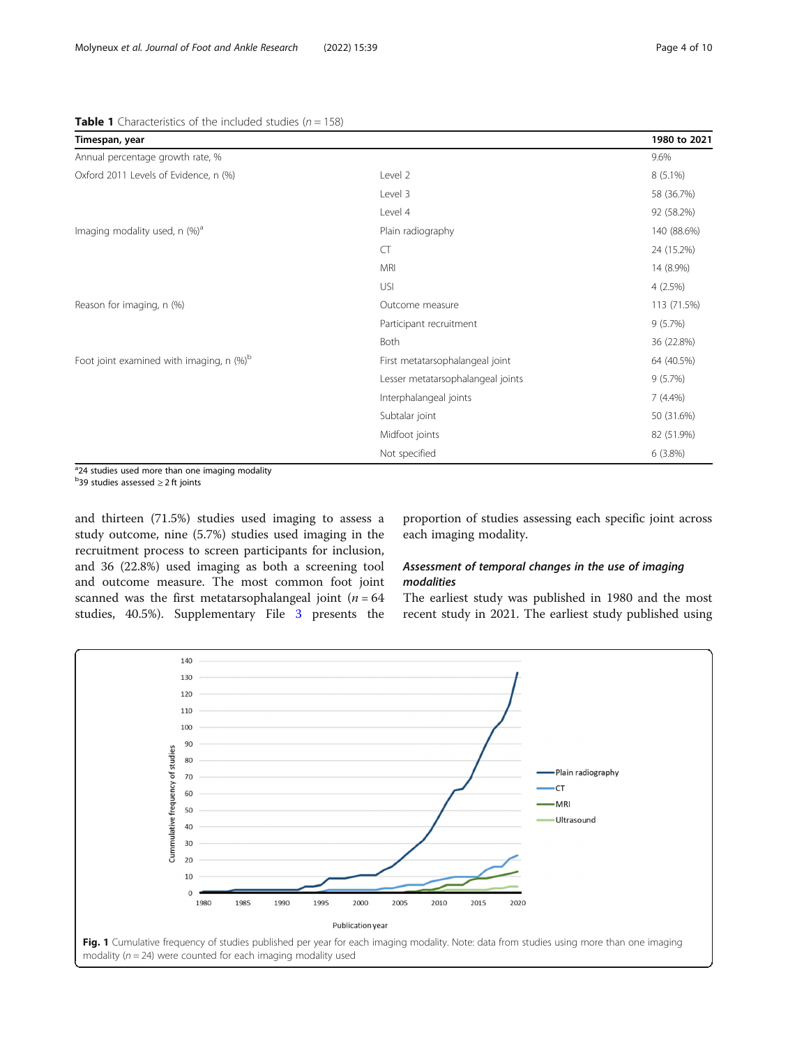**Table 1** Characteristics of the included studies ($n = 158$)

| Timespan, year | | 1980 to 2021 |
| --- | --- | --- |
| Annual percentage growth rate, % | | 9.6% |
| Oxford 2011 Levels of Evidence, n (%) | Level 2 | 8 (5.1%) |
| | Level 3 | 58 (36.7%) |
| | Level 4 | 92 (58.2%) |
| Imaging modality used, n (%)[a] | Plain radiography | 140 (88.6%) |
| | CT | 24 (15.2%) |
| | MRI | 14 (8.9%) |
| | USI | 4 (2.5%) |
| Reason for imaging, n (%) | Outcome measure | 113 (71.5%) |
| | Participant recruitment | 9 (5.7%) |
| | Both | 36 (22.8%) |
| Foot joint examined with imaging, n (%)[b] | First metatarsophalangeal joint | 64 (40.5%) |
| | Lesser metatarsophalangeal joints | 9 (5.7%) |
| | Interphalangeal joints | 7 (4.4%) |
| | Subtalar joint | 50 (31.6%) |
| | Midfoot joints | 82 (51.9%) |
| | Not specified | 6 (3.8%) |

[a]24 studies used more than one imaging modality
[b]39 studies assessed ≥ 2 ft joints

and thirteen (71.5%) studies used imaging to assess a study outcome, nine (5.7%) studies used imaging in the recruitment process to screen participants for inclusion, and 36 (22.8%) used imaging as both a screening tool and outcome measure. The most common foot joint scanned was the first metatarsophalangeal joint ($n = 64$ studies, 40.5%). Supplementary File 3 presents the proportion of studies assessing each specific joint across each imaging modality.

### *Assessment of temporal changes in the use of imaging modalities*

The earliest study was published in 1980 and the most recent study in 2021. The earliest study published using

**Fig. 1** Cumulative frequency of studies published per year for each imaging modality. Note: data from studies using more than one imaging modality ($n = 24$) were counted for each imaging modality used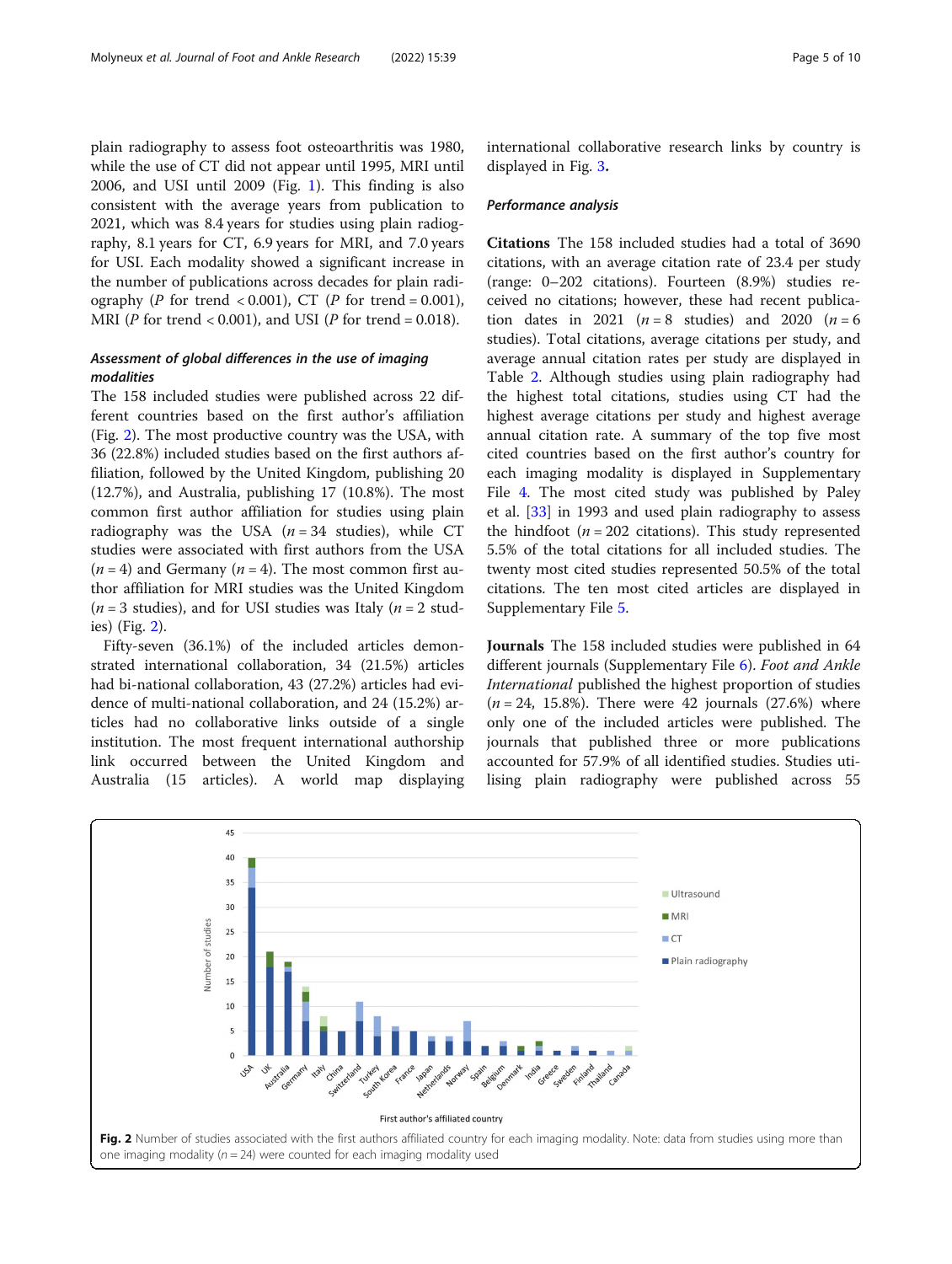plain radiography to assess foot osteoarthritis was 1980, while the use of CT did not appear until 1995, MRI until 2006, and USI until 2009 (Fig. 1). This finding is also consistent with the average years from publication to 2021, which was 8.4 years for studies using plain radiography, 8.1 years for CT, 6.9 years for MRI, and 7.0 years for USI. Each modality showed a significant increase in the number of publications across decades for plain radiography ($P$ for trend $< 0.001$), CT ($P$ for trend $= 0.001$), MRI ($P$ for trend $< 0.001$), and USI ($P$ for trend $= 0.018$).

### Assessment of global differences in the use of imaging modalities

The 158 included studies were published across 22 different countries based on the first author's affiliation (Fig. 2). The most productive country was the USA, with 36 (22.8%) included studies based on the first authors affiliation, followed by the United Kingdom, publishing 20 (12.7%), and Australia, publishing 17 (10.8%). The most common first author affiliation for studies using plain radiography was the USA ($n = 34$ studies), while CT studies were associated with first authors from the USA ($n = 4$) and Germany ($n = 4$). The most common first author affiliation for MRI studies was the United Kingdom ($n = 3$ studies), and for USI studies was Italy ($n = 2$ studies) (Fig. 2).

Fifty-seven (36.1%) of the included articles demonstrated international collaboration, 34 (21.5%) articles had bi-national collaboration, 43 (27.2%) articles had evidence of multi-national collaboration, and 24 (15.2%) articles had no collaborative links outside of a single institution. The most frequent international authorship link occurred between the United Kingdom and Australia (15 articles). A world map displaying international collaborative research links by country is displayed in Fig. 3.

### Performance analysis

**Citations** The 158 included studies had a total of 3690 citations, with an average citation rate of 23.4 per study (range: 0–202 citations). Fourteen (8.9%) studies received no citations; however, these had recent publication dates in 2021 ($n = 8$ studies) and 2020 ($n = 6$ studies). Total citations, average citations per study, and average annual citation rates per study are displayed in Table 2. Although studies using plain radiography had the highest total citations, studies using CT had the highest average citations per study and highest average annual citation rate. A summary of the top five most cited countries based on the first author's country for each imaging modality is displayed in Supplementary File 4. The most cited study was published by Paley et al. [33] in 1993 and used plain radiography to assess the hindfoot ($n = 202$ citations). This study represented 5.5% of the total citations for all included studies. The twenty most cited studies represented 50.5% of the total citations. The ten most cited articles are displayed in Supplementary File 5.

**Journals** The 158 included studies were published in 64 different journals (Supplementary File 6). *Foot and Ankle International* published the highest proportion of studies ($n = 24$, 15.8%). There were 42 journals (27.6%) where only one of the included articles were published. The journals that published three or more publications accounted for 57.9% of all identified studies. Studies utilising plain radiography were published across 55

**Fig. 2** Number of studies associated with the first authors affiliated country for each imaging modality. Note: data from studies using more than one imaging modality ($n = 24$) were counted for each imaging modality used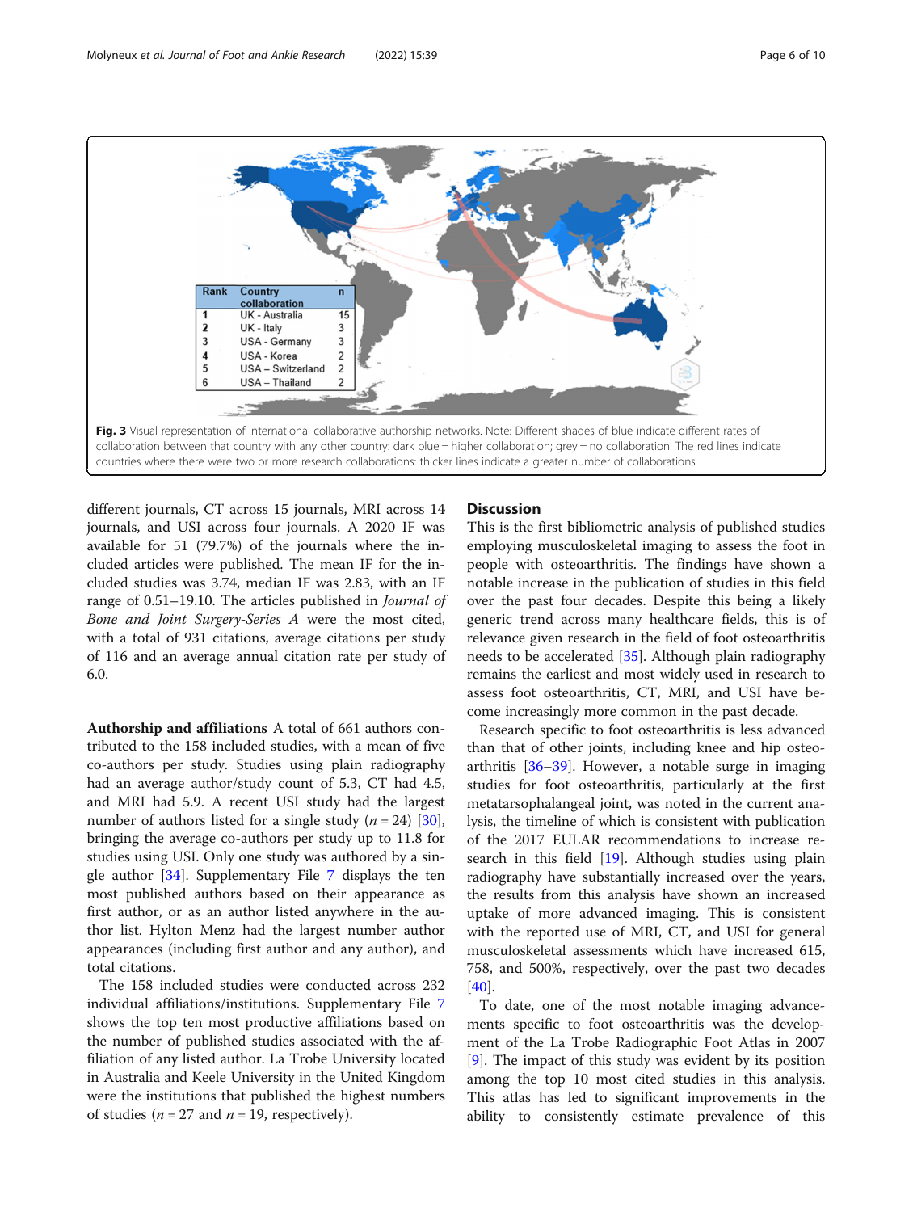| Rank | Country collaboration | n |
| --- | --- | --- |
| 1 | UK - Australia | 15 |
| 2 | UK - Italy | 3 |
| 3 | USA - Germany | 3 |
| 4 | USA - Korea | 2 |
| 5 | USA – Switzerland | 2 |
| 6 | USA – Thailand | 2 |

**Fig. 3** Visual representation of international collaborative authorship networks. Note: Different shades of blue indicate different rates of collaboration between that country with any other country: dark blue = higher collaboration; grey = no collaboration. The red lines indicate countries where there were two or more research collaborations: thicker lines indicate a greater number of collaborations

different journals, CT across 15 journals, MRI across 14 journals, and USI across four journals. A 2020 IF was available for 51 (79.7%) of the journals where the included articles were published. The mean IF for the included studies was 3.74, median IF was 2.83, with an IF range of 0.51–19.10. The articles published in *Journal of Bone and Joint Surgery-Series A* were the most cited, with a total of 931 citations, average citations per study of 116 and an average annual citation rate per study of 6.0.

**Authorship and affiliations** A total of 661 authors contributed to the 158 included studies, with a mean of five co-authors per study. Studies using plain radiography had an average author/study count of 5.3, CT had 4.5, and MRI had 5.9. A recent USI study had the largest number of authors listed for a single study ($n = 24$) [30], bringing the average co-authors per study up to 11.8 for studies using USI. Only one study was authored by a single author [34]. Supplementary File 7 displays the ten most published authors based on their appearance as first author, or as an author listed anywhere in the author list. Hylton Menz had the largest number author appearances (including first author and any author), and total citations.

The 158 included studies were conducted across 232 individual affiliations/institutions. Supplementary File 7 shows the top ten most productive affiliations based on the number of published studies associated with the affiliation of any listed author. La Trobe University located in Australia and Keele University in the United Kingdom were the institutions that published the highest numbers of studies ($n = 27$ and $n = 19$, respectively).

## Discussion

This is the first bibliometric analysis of published studies employing musculoskeletal imaging to assess the foot in people with osteoarthritis. The findings have shown a notable increase in the publication of studies in this field over the past four decades. Despite this being a likely generic trend across many healthcare fields, this is of relevance given research in the field of foot osteoarthritis needs to be accelerated [35]. Although plain radiography remains the earliest and most widely used in research to assess foot osteoarthritis, CT, MRI, and USI have become increasingly more common in the past decade.

Research specific to foot osteoarthritis is less advanced than that of other joints, including knee and hip osteoarthritis [36–39]. However, a notable surge in imaging studies for foot osteoarthritis, particularly at the first metatarsophalangeal joint, was noted in the current analysis, the timeline of which is consistent with publication of the 2017 EULAR recommendations to increase research in this field [19]. Although studies using plain radiography have substantially increased over the years, the results from this analysis have shown an increased uptake of more advanced imaging. This is consistent with the reported use of MRI, CT, and USI for general musculoskeletal assessments which have increased 615, 758, and 500%, respectively, over the past two decades [40].

To date, one of the most notable imaging advancements specific to foot osteoarthritis was the development of the La Trobe Radiographic Foot Atlas in 2007 [9]. The impact of this study was evident by its position among the top 10 most cited studies in this analysis. This atlas has led to significant improvements in the ability to consistently estimate prevalence of this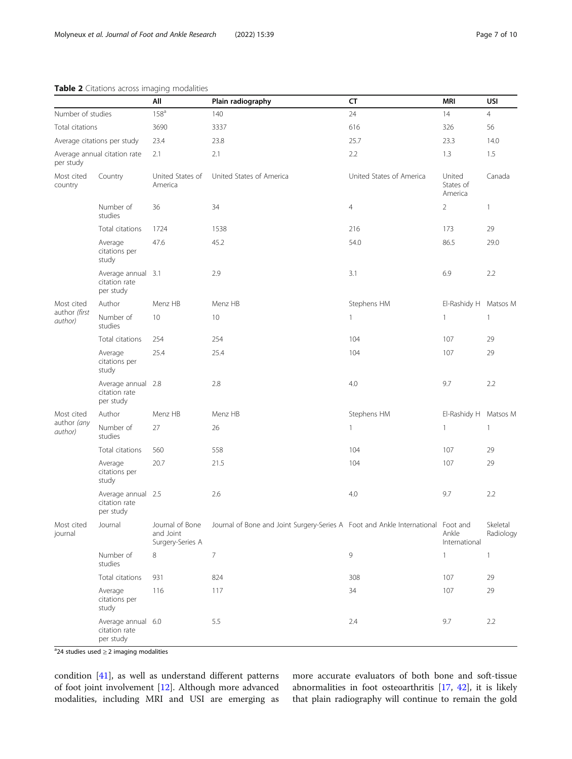**Table 2** Citations across imaging modalities

| | | All | Plain radiography | CT | MRI | USI |
|---|---|---|---|---|---|---|
| Number of studies | | 158[a] | 140 | 24 | 14 | 4 |
| Total citations | | 3690 | 3337 | 616 | 326 | 56 |
| Average citations per study | | 23.4 | 23.8 | 25.7 | 23.3 | 14.0 |
| Average annual citation rate per study | | 2.1 | 2.1 | 2.2 | 1.3 | 1.5 |
| Most cited country | Country | United States of America | United States of America | United States of America | United States of America | Canada |
| | Number of studies | 36 | 34 | 4 | 2 | 1 |
| | Total citations | 1724 | 1538 | 216 | 173 | 29 |
| | Average citations per study | 47.6 | 45.2 | 54.0 | 86.5 | 29.0 |
| | Average annual citation rate per study | 3.1 | 2.9 | 3.1 | 6.9 | 2.2 |
| Most cited author *(first author)* | Author | Menz HB | Menz HB | Stephens HM | El-Rashidy H | Matsos M |
| | Number of studies | 10 | 10 | 1 | 1 | 1 |
| | Total citations | 254 | 254 | 104 | 107 | 29 |
| | Average citations per study | 25.4 | 25.4 | 104 | 107 | 29 |
| | Average annual citation rate per study | 2.8 | 2.8 | 4.0 | 9.7 | 2.2 |
| Most cited author *(any author)* | Author | Menz HB | Menz HB | Stephens HM | El-Rashidy H | Matsos M |
| | Number of studies | 27 | 26 | 1 | 1 | 1 |
| | Total citations | 560 | 558 | 104 | 107 | 29 |
| | Average citations per study | 20.7 | 21.5 | 104 | 107 | 29 |
| | Average annual citation rate per study | 2.5 | 2.6 | 4.0 | 9.7 | 2.2 |
| Most cited journal | Journal | Journal of Bone and Joint Surgery-Series A | Journal of Bone and Joint Surgery-Series A | Foot and Ankle International | Foot and Ankle International | Skeletal Radiology |
| | Number of studies | 8 | 7 | 9 | 1 | 1 |
| | Total citations | 931 | 824 | 308 | 107 | 29 |
| | Average citations per study | 116 | 117 | 34 | 107 | 29 |
| | Average annual citation rate per study | 6.0 | 5.5 | 2.4 | 9.7 | 2.2 |

[a]24 studies used ≥ 2 imaging modalities

condition [41], as well as understand different patterns of foot joint involvement [12]. Although more advanced modalities, including MRI and USI are emerging as more accurate evaluators of both bone and soft-tissue abnormalities in foot osteoarthritis [17, 42], it is likely that plain radiography will continue to remain the gold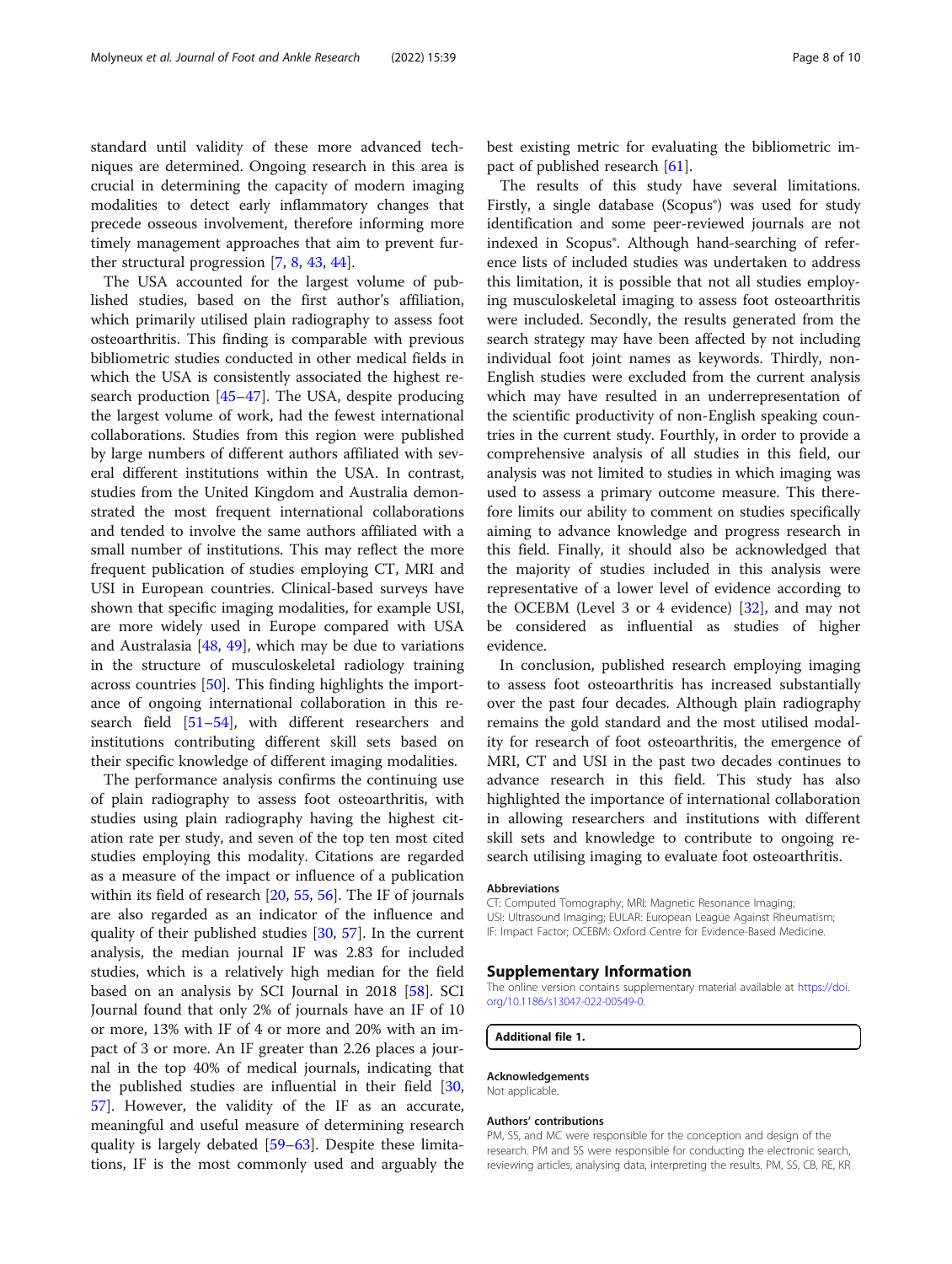standard until validity of these more advanced techniques are determined. Ongoing research in this area is crucial in determining the capacity of modern imaging modalities to detect early inflammatory changes that precede osseous involvement, therefore informing more timely management approaches that aim to prevent further structural progression [7, 8, 43, 44].

The USA accounted for the largest volume of published studies, based on the first author's affiliation, which primarily utilised plain radiography to assess foot osteoarthritis. This finding is comparable with previous bibliometric studies conducted in other medical fields in which the USA is consistently associated the highest research production [45–47]. The USA, despite producing the largest volume of work, had the fewest international collaborations. Studies from this region were published by large numbers of different authors affiliated with several different institutions within the USA. In contrast, studies from the United Kingdom and Australia demonstrated the most frequent international collaborations and tended to involve the same authors affiliated with a small number of institutions. This may reflect the more frequent publication of studies employing CT, MRI and USI in European countries. Clinical-based surveys have shown that specific imaging modalities, for example USI, are more widely used in Europe compared with USA and Australasia [48, 49], which may be due to variations in the structure of musculoskeletal radiology training across countries [50]. This finding highlights the importance of ongoing international collaboration in this research field [51–54], with different researchers and institutions contributing different skill sets based on their specific knowledge of different imaging modalities.

The performance analysis confirms the continuing use of plain radiography to assess foot osteoarthritis, with studies using plain radiography having the highest citation rate per study, and seven of the top ten most cited studies employing this modality. Citations are regarded as a measure of the impact or influence of a publication within its field of research [20, 55, 56]. The IF of journals are also regarded as an indicator of the influence and quality of their published studies [30, 57]. In the current analysis, the median journal IF was 2.83 for included studies, which is a relatively high median for the field based on an analysis by SCI Journal in 2018 [58]. SCI Journal found that only 2% of journals have an IF of 10 or more, 13% with IF of 4 or more and 20% with an impact of 3 or more. An IF greater than 2.26 places a journal in the top 40% of medical journals, indicating that the published studies are influential in their field [30, 57]. However, the validity of the IF as an accurate, meaningful and useful measure of determining research quality is largely debated [59–63]. Despite these limitations, IF is the most commonly used and arguably the best existing metric for evaluating the bibliometric impact of published research [61].

The results of this study have several limitations. Firstly, a single database (Scopus®) was used for study identification and some peer-reviewed journals are not indexed in Scopus®. Although hand-searching of reference lists of included studies was undertaken to address this limitation, it is possible that not all studies employing musculoskeletal imaging to assess foot osteoarthritis were included. Secondly, the results generated from the search strategy may have been affected by not including individual foot joint names as keywords. Thirdly, non-English studies were excluded from the current analysis which may have resulted in an underrepresentation of the scientific productivity of non-English speaking countries in the current study. Fourthly, in order to provide a comprehensive analysis of all studies in this field, our analysis was not limited to studies in which imaging was used to assess a primary outcome measure. This therefore limits our ability to comment on studies specifically aiming to advance knowledge and progress research in this field. Finally, it should also be acknowledged that the majority of studies included in this analysis were representative of a lower level of evidence according to the OCEBM (Level 3 or 4 evidence) [32], and may not be considered as influential as studies of higher evidence.

In conclusion, published research employing imaging to assess foot osteoarthritis has increased substantially over the past four decades. Although plain radiography remains the gold standard and the most utilised modality for research of foot osteoarthritis, the emergence of MRI, CT and USI in the past two decades continues to advance research in this field. This study has also highlighted the importance of international collaboration in allowing researchers and institutions with different skill sets and knowledge to contribute to ongoing research utilising imaging to evaluate foot osteoarthritis.

#### Abbreviations

CT: Computed Tomography; MRI: Magnetic Resonance Imaging; USI: Ultrasound Imaging; EULAR: European League Against Rheumatism; IF: Impact Factor; OCEBM: Oxford Centre for Evidence-Based Medicine.

## Supplementary Information

The online version contains supplementary material available at https://doi.org/10.1186/s13047-022-00549-0.

**Additional file 1.**

#### Acknowledgements

Not applicable.

#### Authors' contributions

PM, SS, and MC were responsible for the conception and design of the research. PM and SS were responsible for conducting the electronic search, reviewing articles, analysing data, interpreting the results. PM, SS, CB, RE, KR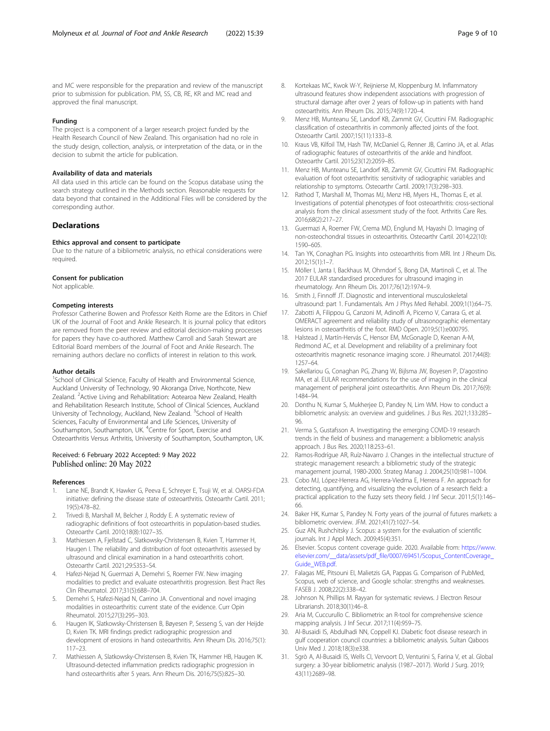and MC were responsible for the preparation and review of the manuscript prior to submission for publication. PM, SS, CB, RE, KR and MC read and approved the final manuscript.

#### Funding

The project is a component of a larger research project funded by the Health Research Council of New Zealand. This organisation had no role in the study design, collection, analysis, or interpretation of the data, or in the decision to submit the article for publication.

#### Availability of data and materials

All data used in this article can be found on the Scopus database using the search strategy outlined in the Methods section. Reasonable requests for data beyond that contained in the Additional Files will be considered by the corresponding author.

## Declarations

#### Ethics approval and consent to participate

Due to the nature of a bibliometric analysis, no ethical considerations were required.

#### Consent for publication

Not applicable.

#### Competing interests

Professor Catherine Bowen and Professor Keith Rome are the Editors in Chief UK of the Journal of Foot and Ankle Research. It is journal policy that editors are removed from the peer review and editorial decision-making processes for papers they have co-authored. Matthew Carroll and Sarah Stewart are Editorial Board members of the Journal of Foot and Ankle Research. The remaining authors declare no conflicts of interest in relation to this work.

#### Author details

[1]School of Clinical Science, Faculty of Health and Environmental Science, Auckland University of Technology, 90 Akoranga Drive, Northcote, New Zealand. [2]Active Living and Rehabilitation: Aotearoa New Zealand, Health and Rehabilitation Research Institute, School of Clinical Sciences, Auckland University of Technology, Auckland, New Zealand. [3]School of Health Sciences, Faculty of Environmental and Life Sciences, University of Southampton, Southampton, UK. [4]Centre for Sport, Exercise and Osteoarthritis Versus Arthritis, University of Southampton, Southampton, UK.

Received: 6 February 2022 Accepted: 9 May 2022
Published online: 20 May 2022

#### References

1. Lane NE, Brandt K, Hawker G, Peeva E, Schreyer E, Tsuji W, et al. OARSI-FDA initiative: defining the disease state of osteoarthritis. Osteoarthr Cartil. 2011; 19(5):478–82.
2. Trivedi B, Marshall M, Belcher J, Roddy E. A systematic review of radiographic definitions of foot osteoarthritis in population-based studies. Osteoarthr Cartil. 2010;18(8):1027–35.
3. Mathiessen A, Fjellstad C, Slatkowsky-Christensen B, Kvien T, Hammer H, Haugen I. The reliability and distribution of foot osteoarthritis assessed by ultrasound and clinical examination in a hand osteoarthritis cohort. Osteoarthr Cartil. 2021;29:S353–S4.
4. Hafezi-Nejad N, Guermazi A, Demehri S, Roemer FW. New imaging modalities to predict and evaluate osteoarthritis progression. Best Pract Res Clin Rheumatol. 2017;31(5):688–704.
5. Demehri S, Hafezi-Nejad N, Carrino JA. Conventional and novel imaging modalities in osteoarthritis: current state of the evidence. Curr Opin Rheumatol. 2015;27(3):295–303.
6. Haugen IK, Slatkowsky-Christensen B, Bøyesen P, Sesseng S, van der Heijde D, Kvien TK. MRI findings predict radiographic progression and development of erosions in hand osteoarthritis. Ann Rheum Dis. 2016;75(1): 117–23.
7. Mathiessen A, Slatkowsky-Christensen B, Kvien TK, Hammer HB, Haugen IK. Ultrasound-detected inflammation predicts radiographic progression in hand osteoarthritis after 5 years. Ann Rheum Dis. 2016;75(5):825–30.
8. Kortekaas MC, Kwok W-Y, Reijnierse M, Kloppenburg M. Inflammatory ultrasound features show independent associations with progression of structural damage after over 2 years of follow-up in patients with hand osteoarthritis. Ann Rheum Dis. 2015;74(9):1720–4.
9. Menz HB, Munteanu SE, Landorf KB, Zammit GV, Cicuttini FM. Radiographic classification of osteoarthritis in commonly affected joints of the foot. Osteoarthr Cartil. 2007;15(11):1333–8.
10. Kraus VB, Kilfoil TM, Hash TW, McDaniel G, Renner JB, Carrino JA, et al. Atlas of radiographic features of osteoarthritis of the ankle and hindfoot. Osteoarthr Cartil. 2015;23(12):2059–85.
11. Menz HB, Munteanu SE, Landorf KB, Zammit GV, Cicuttini FM. Radiographic evaluation of foot osteoarthritis: sensitivity of radiographic variables and relationship to symptoms. Osteoarthr Cartil. 2009;17(3):298–303.
12. Rathod T, Marshall M, Thomas MJ, Menz HB, Myers HL, Thomas E, et al. Investigations of potential phenotypes of foot osteoarthritis: cross-sectional analysis from the clinical assessment study of the foot. Arthritis Care Res. 2016;68(2):217–27.
13. Guermazi A, Roemer FW, Crema MD, Englund M, Hayashi D. Imaging of non-osteochondral tissues in osteoarthritis. Osteoarthr Cartil. 2014;22(10): 1590–605.
14. Tan YK, Conaghan PG. Insights into osteoarthritis from MRI. Int J Rheum Dis. 2012;15(1):1–7.
15. Möller I, Janta I, Backhaus M, Ohrndorf S, Bong DA, Martinoli C, et al. The 2017 EULAR standardised procedures for ultrasound imaging in rheumatology. Ann Rheum Dis. 2017;76(12):1974–9.
16. Smith J, Finnoff JT. Diagnostic and interventional musculoskeletal ultrasound: part 1. Fundamentals. Am J Phys Med Rehabil. 2009;1(1):64–75.
17. Zabotti A, Filippou G, Canzoni M, Adinolfi A, Picerno V, Carrara G, et al. OMERACT agreement and reliability study of ultrasonographic elementary lesions in osteoarthritis of the foot. RMD Open. 2019;5(1):e000795.
18. Halstead J, Martín-Hervás C, Hensor EM, McGonagle D, Keenan A-M, Redmond AC, et al. Development and reliability of a preliminary foot osteoarthritis magnetic resonance imaging score. J Rheumatol. 2017;44(8): 1257–64.
19. Sakellariou G, Conaghan PG, Zhang W, Bijlsma JW, Boyesen P, D'agostino MA, et al. EULAR recommendations for the use of imaging in the clinical management of peripheral joint osteoarthritis. Ann Rheum Dis. 2017;76(9): 1484–94.
20. Donthu N, Kumar S, Mukherjee D, Pandey N, Lim WM. How to conduct a bibliometric analysis: an overview and guidelines. J Bus Res. 2021;133:285– 96.
21. Verma S, Gustafsson A. Investigating the emerging COVID-19 research trends in the field of business and management: a bibliometric analysis approach. J Bus Res. 2020;118:253–61.
22. Ramos-Rodrígue AR, Ruíz-Navarro J. Changes in the intellectual structure of strategic management research: a bibliometric study of the strategic management journal, 1980-2000. Strateg Manag J. 2004;25(10):981–1004.
23. Cobo MJ, López-Herrera AG, Herrera-Viedma E, Herrera F. An approach for detecting, quantifying, and visualizing the evolution of a research field: a practical application to the fuzzy sets theory field. J Inf Secur. 2011;5(1):146– 66.
24. Baker HK, Kumar S, Pandey N. Forty years of the journal of futures markets: a bibliometric overview. JFM. 2021;41(7):1027–54.
25. Guz AN, Rushchitsky J. Scopus: a system for the evaluation of scientific journals. Int J Appl Mech. 2009;45(4):351.
26. Elsevier. Scopus content coverage guide. 2020. Available from: https://www.elsevier.com/__data/assets/pdf_file/0007/69451/Scopus_ContentCoverage_Guide_WEB.pdf.
27. Falagas ME, Pitsouni EI, Malietzis GA, Pappas G. Comparison of PubMed, Scopus, web of science, and Google scholar: strengths and weaknesses. FASEB J. 2008;22(2):338–42.
28. Johnson N, Phillips M. Rayyan for systematic reviews. J Electron Resour Librariansh. 2018;30(1):46–8.
29. Aria M, Cuccurullo C. Bibliometrix: an R-tool for comprehensive science mapping analysis. J Inf Secur. 2017;11(4):959–75.
30. Al-Busaidi IS, Abdulhadi NN, Coppell KJ. Diabetic foot disease research in gulf cooperation council countries: a bibliometric analysis. Sultan Qaboos Univ Med J. 2018;18(3):e338.
31. Sgrò A, Al-Busaidi IS, Wells CI, Vervoort D, Venturini S, Farina V, et al. Global surgery: a 30-year bibliometric analysis (1987–2017). World J Surg. 2019; 43(11):2689–98.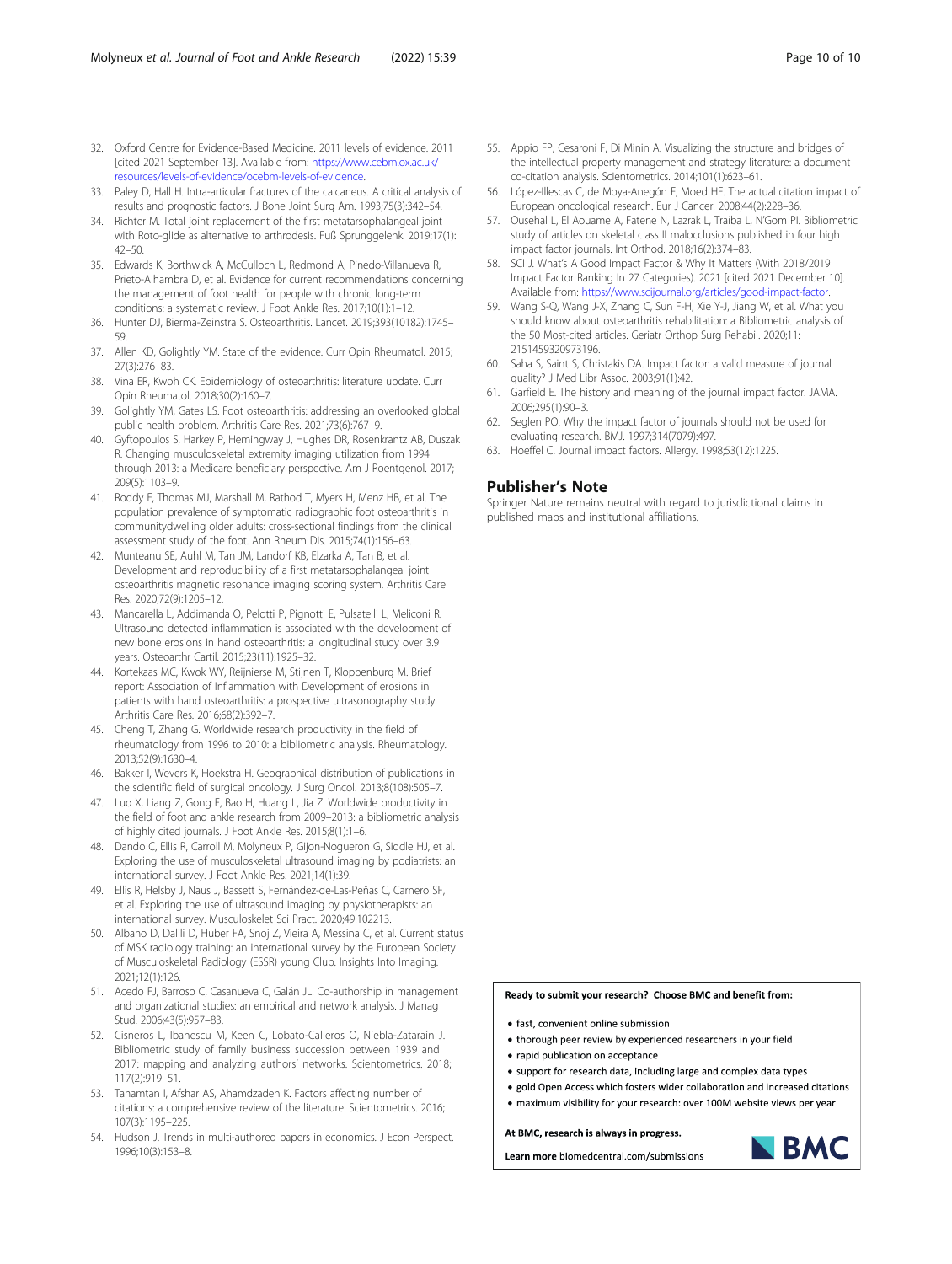32. Oxford Centre for Evidence-Based Medicine. 2011 levels of evidence. 2011 [cited 2021 September 13]. Available from: https://www.cebm.ox.ac.uk/resources/levels-of-evidence/ocebm-levels-of-evidence.
33. Paley D, Hall H. Intra-articular fractures of the calcaneus. A critical analysis of results and prognostic factors. J Bone Joint Surg Am. 1993;75(3):342–54.
34. Richter M. Total joint replacement of the first metatarsophalangeal joint with Roto-glide as alternative to arthrodesis. Fuß Sprunggelenk. 2019;17(1):42–50.
35. Edwards K, Borthwick A, McCulloch L, Redmond A, Pinedo-Villanueva R, Prieto-Alhambra D, et al. Evidence for current recommendations concerning the management of foot health for people with chronic long-term conditions: a systematic review. J Foot Ankle Res. 2017;10(1):1–12.
36. Hunter DJ, Bierma-Zeinstra S. Osteoarthritis. Lancet. 2019;393(10182):1745–59.
37. Allen KD, Golightly YM. State of the evidence. Curr Opin Rheumatol. 2015;27(3):276–83.
38. Vina ER, Kwoh CK. Epidemiology of osteoarthritis: literature update. Curr Opin Rheumatol. 2018;30(2):160–7.
39. Golightly YM, Gates LS. Foot osteoarthritis: addressing an overlooked global public health problem. Arthritis Care Res. 2021;73(6):767–9.
40. Gyftopoulos S, Harkey P, Hemingway J, Hughes DR, Rosenkrantz AB, Duszak R. Changing musculoskeletal extremity imaging utilization from 1994 through 2013: a Medicare beneficiary perspective. Am J Roentgenol. 2017;209(5):1103–9.
41. Roddy E, Thomas MJ, Marshall M, Rathod T, Myers H, Menz HB, et al. The population prevalence of symptomatic radiographic foot osteoarthritis in communitydwelling older adults: cross-sectional findings from the clinical assessment study of the foot. Ann Rheum Dis. 2015;74(1):156–63.
42. Munteanu SE, Auhl M, Tan JM, Landorf KB, Elzarka A, Tan B, et al. Development and reproducibility of a first metatarsophalangeal joint osteoarthritis magnetic resonance imaging scoring system. Arthritis Care Res. 2020;72(9):1205–12.
43. Mancarella L, Addimanda O, Pelotti P, Pignotti E, Pulsatelli L, Meliconi R. Ultrasound detected inflammation is associated with the development of new bone erosions in hand osteoarthritis: a longitudinal study over 3.9 years. Osteoarthr Cartil. 2015;23(11):1925–32.
44. Kortekaas MC, Kwok WY, Reijnierse M, Stijnen T, Kloppenburg M. Brief report: Association of Inflammation with Development of erosions in patients with hand osteoarthritis: a prospective ultrasonography study. Arthritis Care Res. 2016;68(2):392–7.
45. Cheng T, Zhang G. Worldwide research productivity in the field of rheumatology from 1996 to 2010: a bibliometric analysis. Rheumatology. 2013;52(9):1630–4.
46. Bakker I, Wevers K, Hoekstra H. Geographical distribution of publications in the scientific field of surgical oncology. J Surg Oncol. 2013;8(108):505–7.
47. Luo X, Liang Z, Gong F, Bao H, Huang L, Jia Z. Worldwide productivity in the field of foot and ankle research from 2009–2013: a bibliometric analysis of highly cited journals. J Foot Ankle Res. 2015;8(1):1–6.
48. Dando C, Ellis R, Carroll M, Molyneux P, Gijon-Nogueron G, Siddle HJ, et al. Exploring the use of musculoskeletal ultrasound imaging by podiatrists: an international survey. J Foot Ankle Res. 2021;14(1):39.
49. Ellis R, Helsby J, Naus J, Bassett S, Fernández-de-Las-Peñas C, Carnero SF, et al. Exploring the use of ultrasound imaging by physiotherapists: an international survey. Musculoskelet Sci Pract. 2020;49:102213.
50. Albano D, Dalili D, Huber FA, Snoj Z, Vieira A, Messina C, et al. Current status of MSK radiology training: an international survey by the European Society of Musculoskeletal Radiology (ESSR) young Club. Insights Into Imaging. 2021;12(1):126.
51. Acedo FJ, Barroso C, Casanueva C, Galán JL. Co-authorship in management and organizational studies: an empirical and network analysis. J Manag Stud. 2006;43(5):957–83.
52. Cisneros L, Ibanescu M, Keen C, Lobato-Calleros O, Niebla-Zatarain J. Bibliometric study of family business succession between 1939 and 2017: mapping and analyzing authors' networks. Scientometrics. 2018;117(2):919–51.
53. Tahamtan I, Afshar AS, Ahamdzadeh K. Factors affecting number of citations: a comprehensive review of the literature. Scientometrics. 2016;107(3):1195–225.
54. Hudson J. Trends in multi-authored papers in economics. J Econ Perspect. 1996;10(3):153–8.
55. Appio FP, Cesaroni F, Di Minin A. Visualizing the structure and bridges of the intellectual property management and strategy literature: a document co-citation analysis. Scientometrics. 2014;101(1):623–61.
56. López-Illescas C, de Moya-Anegón F, Moed HF. The actual citation impact of European oncological research. Eur J Cancer. 2008;44(2):228–36.
57. Ousehal L, El Aouame A, Fatene N, Lazrak L, Traiba L, N'Gom PI. Bibliometric study of articles on skeletal class II malocclusions published in four high impact factor journals. Int Orthod. 2018;16(2):374–83.
58. SCI J. What's A Good Impact Factor & Why It Matters (With 2018/2019 Impact Factor Ranking In 27 Categories). 2021 [cited 2021 December 10]. Available from: https://www.scijournal.org/articles/good-impact-factor.
59. Wang S-Q, Wang J-X, Zhang C, Sun F-H, Xie Y-J, Jiang W, et al. What you should know about osteoarthritis rehabilitation: a Bibliometric analysis of the 50 Most-cited articles. Geriatr Orthop Surg Rehabil. 2020;11:2151459320973196.
60. Saha S, Saint S, Christakis DA. Impact factor: a valid measure of journal quality? J Med Libr Assoc. 2003;91(1):42.
61. Garfield E. The history and meaning of the journal impact factor. JAMA. 2006;295(1):90–3.
62. Seglen PO. Why the impact factor of journals should not be used for evaluating research. BMJ. 1997;314(7079):497.
63. Hoeffel C. Journal impact factors. Allergy. 1998;53(12):1225.

## Publisher's Note

Springer Nature remains neutral with regard to jurisdictional claims in published maps and institutional affiliations.

**Ready to submit your research? Choose BMC and benefit from:**

- fast, convenient online submission
- thorough peer review by experienced researchers in your field
- rapid publication on acceptance
- support for research data, including large and complex data types
- gold Open Access which fosters wider collaboration and increased citations
- maximum visibility for your research: over 100M website views per year

**At BMC, research is always in progress.**

**Learn more** biomedcentral.com/submissions